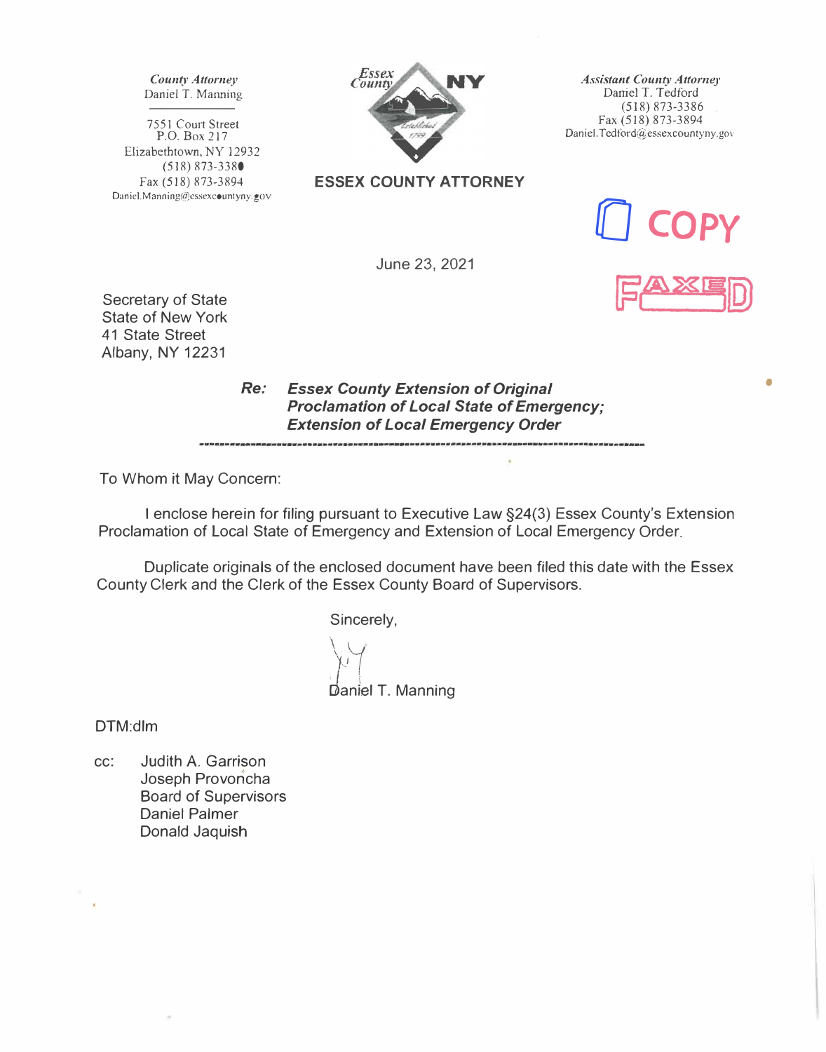*County Attorney*
Daniel T. Manning

7551 Court Street
P.O. Box 217
Elizabethtown, NY 12932
(518) 873-3380
Fax (518) 873-3894
Daniel.Manning@essexcountyny.gov

Essex County NY

**ESSEX COUNTY ATTORNEY**

*Assistant County Attorney*
Daniel T. Tedford
(518) 873-3386
Fax (518) 873-3894
Daniel.Tedford@essexcountyny.gov

COPY

FAXED

June 23, 2021

Secretary of State
State of New York
41 State Street
Albany, NY 12231

***Re: Essex County Extension of Original Proclamation of Local State of Emergency; Extension of Local Emergency Order***

---

To Whom it May Concern:

I enclose herein for filing pursuant to Executive Law §24(3) Essex County's Extension Proclamation of Local State of Emergency and Extension of Local Emergency Order.

Duplicate originals of the enclosed document have been filed this date with the Essex County Clerk and the Clerk of the Essex County Board of Supervisors.

Sincerely,

Daniel T. Manning

DTM:dlm

cc: Judith A. Garrison
Joseph Provoncha
Board of Supervisors
Daniel Palmer
Donald Jaquish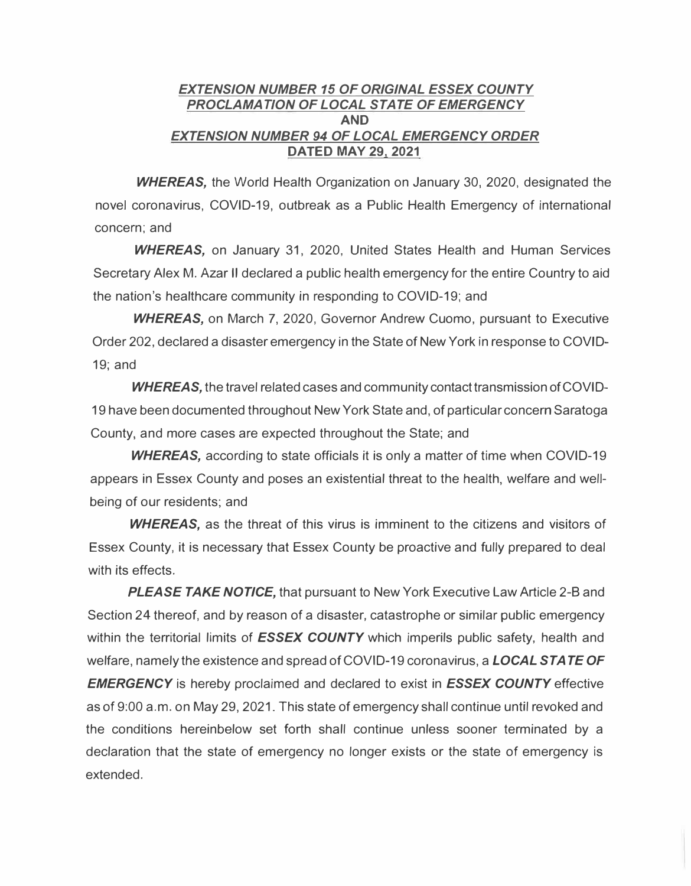***EXTENSION NUMBER 15 OF ORIGINAL ESSEX COUNTY PROCLAMATION OF LOCAL STATE OF EMERGENCY***

**AND**

***EXTENSION NUMBER 94 OF LOCAL EMERGENCY ORDER***

**DATED MAY 29, 2021**

***WHEREAS,*** the World Health Organization on January 30, 2020, designated the novel coronavirus, COVID-19, outbreak as a Public Health Emergency of international concern; and

***WHEREAS,*** on January 31, 2020, United States Health and Human Services Secretary Alex M. Azar II declared a public health emergency for the entire Country to aid the nation's healthcare community in responding to COVID-19; and

***WHEREAS,*** on March 7, 2020, Governor Andrew Cuomo, pursuant to Executive Order 202, declared a disaster emergency in the State of New York in response to COVID-19; and

***WHEREAS,*** the travel related cases and community contact transmission of COVID-19 have been documented throughout New York State and, of particular concern Saratoga County, and more cases are expected throughout the State; and

***WHEREAS,*** according to state officials it is only a matter of time when COVID-19 appears in Essex County and poses an existential threat to the health, welfare and well-being of our residents; and

***WHEREAS,*** as the threat of this virus is imminent to the citizens and visitors of Essex County, it is necessary that Essex County be proactive and fully prepared to deal with its effects.

***PLEASE TAKE NOTICE,*** that pursuant to New York Executive Law Article 2-B and Section 24 thereof, and by reason of a disaster, catastrophe or similar public emergency within the territorial limits of ***ESSEX COUNTY*** which imperils public safety, health and welfare, namely the existence and spread of COVID-19 coronavirus, a ***LOCAL STATE OF EMERGENCY*** is hereby proclaimed and declared to exist in ***ESSEX COUNTY*** effective as of 9:00 a.m. on May 29, 2021. This state of emergency shall continue until revoked and the conditions hereinbelow set forth shall continue unless sooner terminated by a declaration that the state of emergency no longer exists or the state of emergency is extended.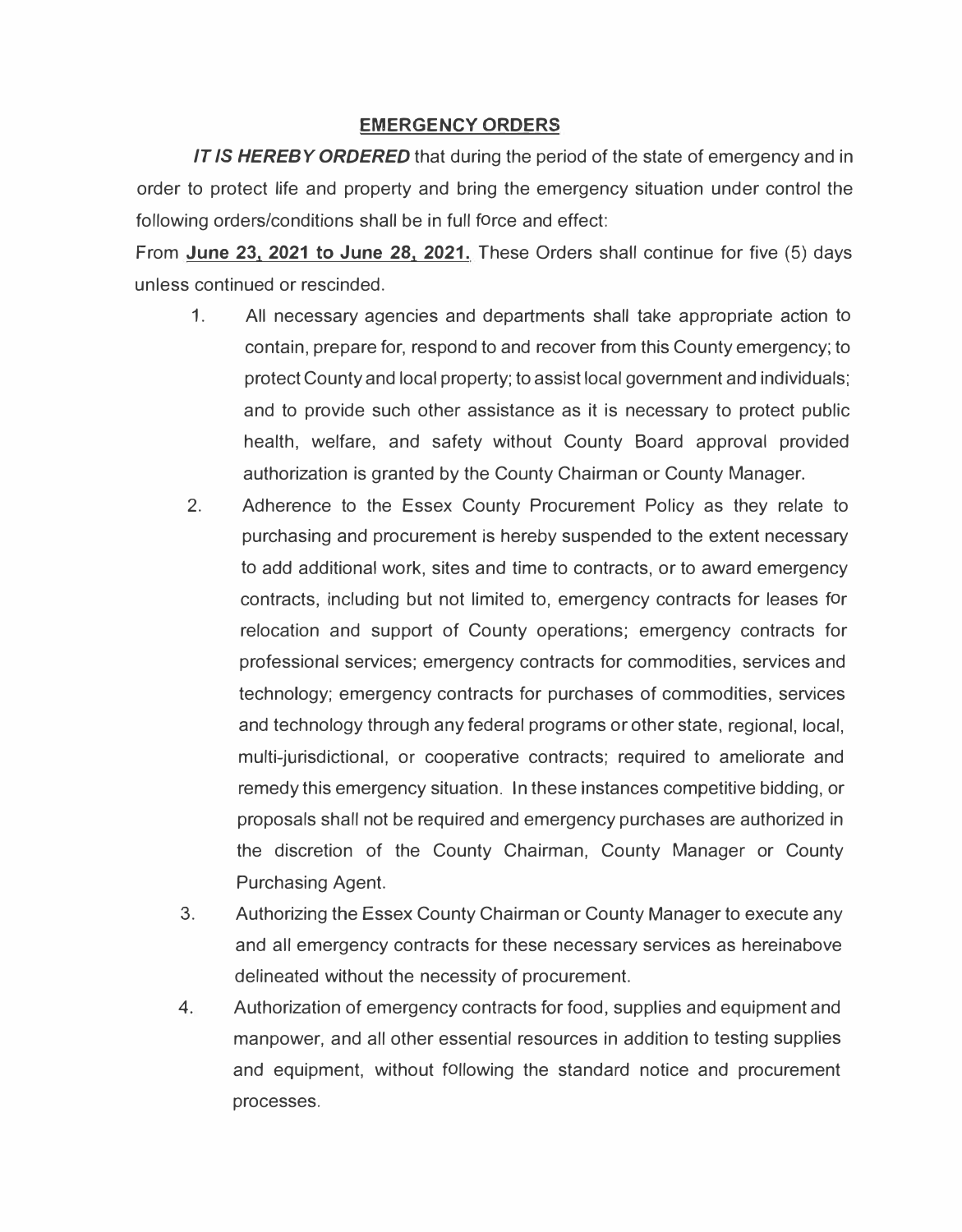# EMERGENCY ORDERS

***IT IS HEREBY ORDERED*** that during the period of the state of emergency and in order to protect life and property and bring the emergency situation under control the following orders/conditions shall be in full force and effect:

From **June 23, 2021 to June 28, 2021.** These Orders shall continue for five (5) days unless continued or rescinded.

1. All necessary agencies and departments shall take appropriate action to contain, prepare for, respond to and recover from this County emergency; to protect County and local property; to assist local government and individuals; and to provide such other assistance as it is necessary to protect public health, welfare, and safety without County Board approval provided authorization is granted by the County Chairman or County Manager.
2. Adherence to the Essex County Procurement Policy as they relate to purchasing and procurement is hereby suspended to the extent necessary to add additional work, sites and time to contracts, or to award emergency contracts, including but not limited to, emergency contracts for leases for relocation and support of County operations; emergency contracts for professional services; emergency contracts for commodities, services and technology; emergency contracts for purchases of commodities, services and technology through any federal programs or other state, regional, local, multi-jurisdictional, or cooperative contracts; required to ameliorate and remedy this emergency situation. In these instances competitive bidding, or proposals shall not be required and emergency purchases are authorized in the discretion of the County Chairman, County Manager or County Purchasing Agent.
3. Authorizing the Essex County Chairman or County Manager to execute any and all emergency contracts for these necessary services as hereinabove delineated without the necessity of procurement.
4. Authorization of emergency contracts for food, supplies and equipment and manpower, and all other essential resources in addition to testing supplies and equipment, without following the standard notice and procurement processes.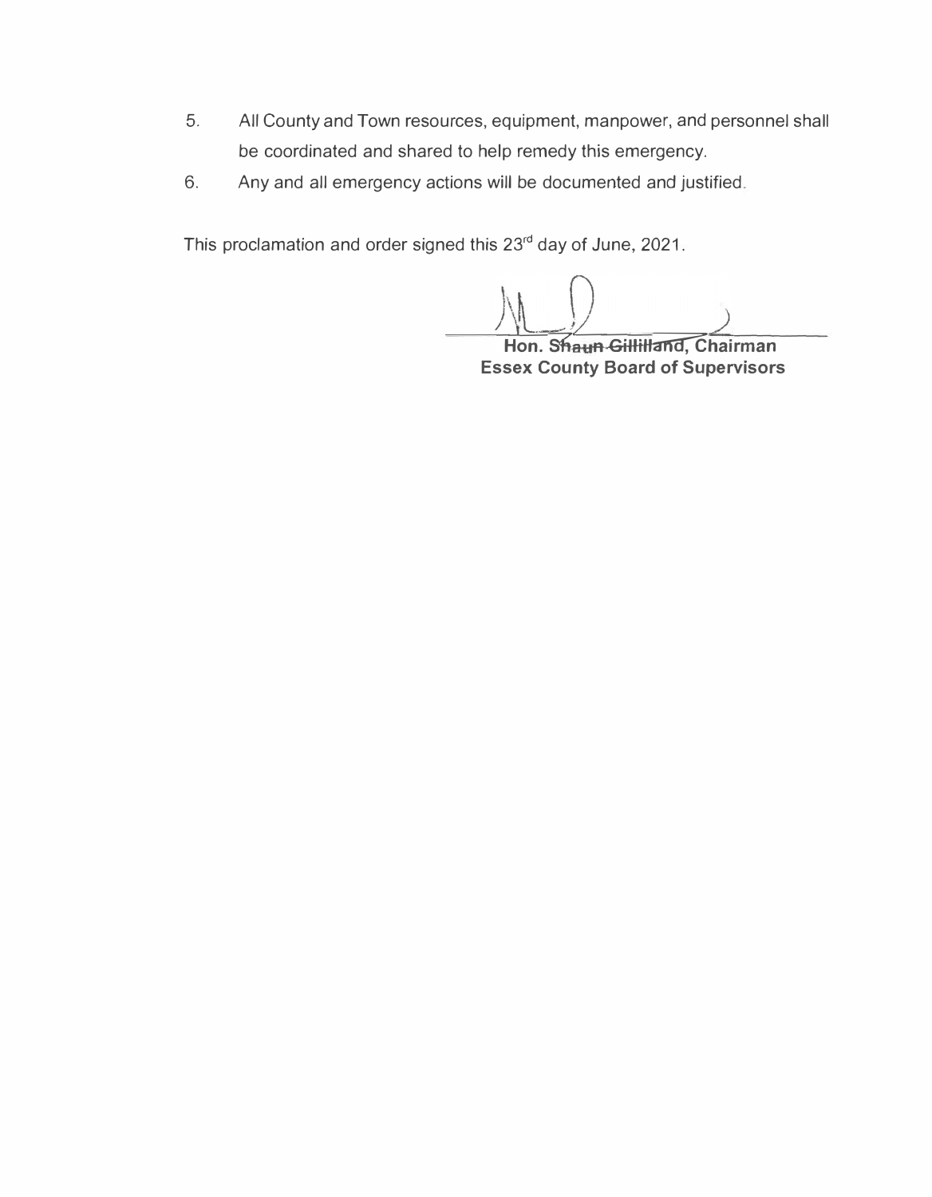5. All County and Town resources, equipment, manpower, and personnel shall be coordinated and shared to help remedy this emergency.
6. Any and all emergency actions will be documented and justified.

This proclamation and order signed this 23rd day of June, 2021.

**Hon. Shaun Gillilland, Chairman**
**Essex County Board of Supervisors**